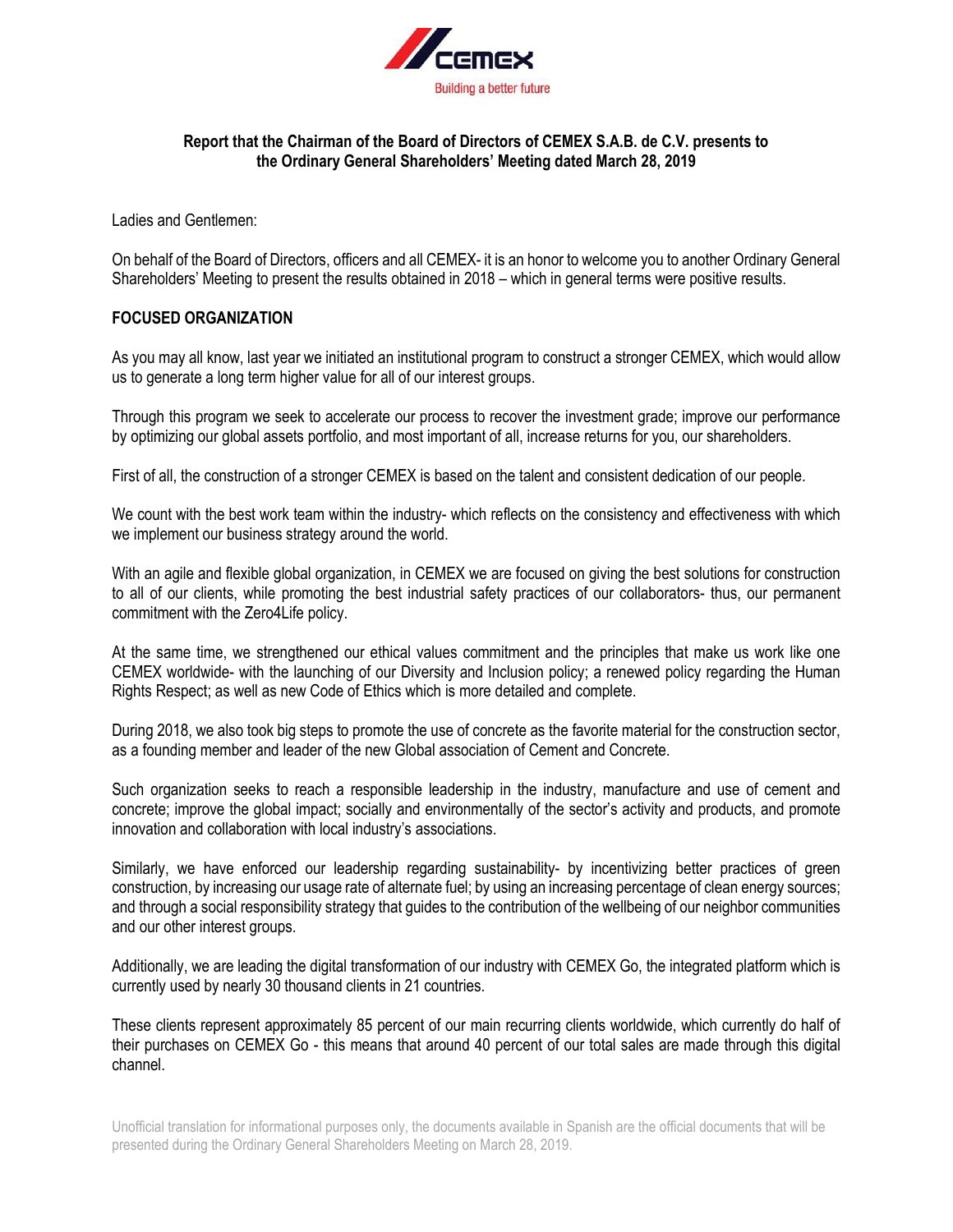**Report that the Chairman of the Board of Directors of CEMEX S.A.B. de C.V. presents to the Ordinary General Shareholders' Meeting dated March 28, 2019**

Ladies and Gentlemen:

On behalf of the Board of Directors, officers and all CEMEX- it is an honor to welcome you to another Ordinary General Shareholders' Meeting to present the results obtained in 2018 – which in general terms were positive results.

## FOCUSED ORGANIZATION

As you may all know, last year we initiated an institutional program to construct a stronger CEMEX, which would allow us to generate a long term higher value for all of our interest groups.

Through this program we seek to accelerate our process to recover the investment grade; improve our performance by optimizing our global assets portfolio, and most important of all, increase returns for you, our shareholders.

First of all, the construction of a stronger CEMEX is based on the talent and consistent dedication of our people.

We count with the best work team within the industry- which reflects on the consistency and effectiveness with which we implement our business strategy around the world.

With an agile and flexible global organization, in CEMEX we are focused on giving the best solutions for construction to all of our clients, while promoting the best industrial safety practices of our collaborators- thus, our permanent commitment with the Zero4Life policy.

At the same time, we strengthened our ethical values commitment and the principles that make us work like one CEMEX worldwide- with the launching of our Diversity and Inclusion policy; a renewed policy regarding the Human Rights Respect; as well as new Code of Ethics which is more detailed and complete.

During 2018, we also took big steps to promote the use of concrete as the favorite material for the construction sector, as a founding member and leader of the new Global association of Cement and Concrete.

Such organization seeks to reach a responsible leadership in the industry, manufacture and use of cement and concrete; improve the global impact; socially and environmentally of the sector's activity and products, and promote innovation and collaboration with local industry's associations.

Similarly, we have enforced our leadership regarding sustainability- by incentivizing better practices of green construction, by increasing our usage rate of alternate fuel; by using an increasing percentage of clean energy sources; and through a social responsibility strategy that guides to the contribution of the wellbeing of our neighbor communities and our other interest groups.

Additionally, we are leading the digital transformation of our industry with CEMEX Go, the integrated platform which is currently used by nearly 30 thousand clients in 21 countries.

These clients represent approximately 85 percent of our main recurring clients worldwide, which currently do half of their purchases on CEMEX Go - this means that around 40 percent of our total sales are made through this digital channel.

Unofficial translation for informational purposes only, the documents available in Spanish are the official documents that will be presented during the Ordinary General Shareholders Meeting on March 28, 2019.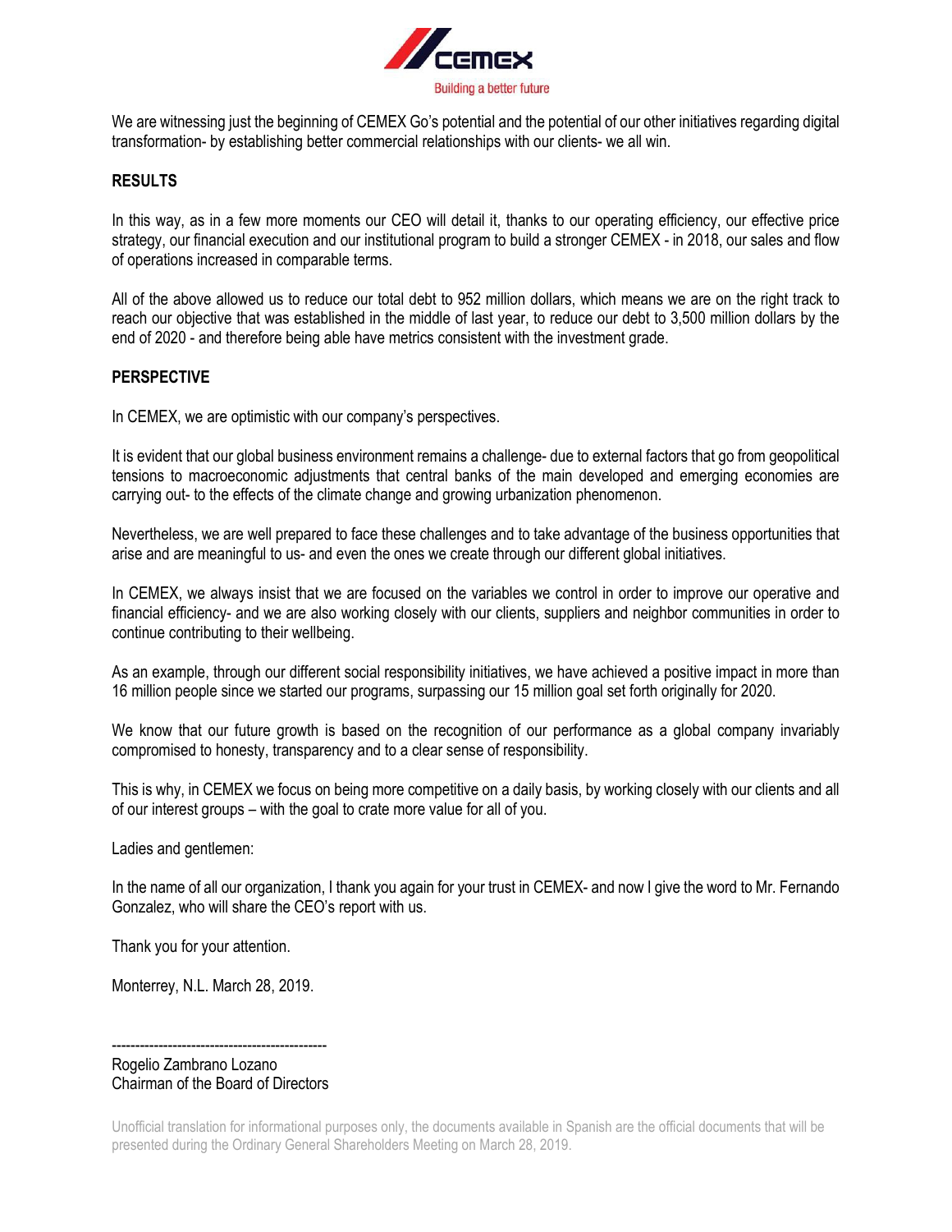We are witnessing just the beginning of CEMEX Go's potential and the potential of our other initiatives regarding digital transformation- by establishing better commercial relationships with our clients- we all win.

**RESULTS**

In this way, as in a few more moments our CEO will detail it, thanks to our operating efficiency, our effective price strategy, our financial execution and our institutional program to build a stronger CEMEX - in 2018, our sales and flow of operations increased in comparable terms.

All of the above allowed us to reduce our total debt to 952 million dollars, which means we are on the right track to reach our objective that was established in the middle of last year, to reduce our debt to 3,500 million dollars by the end of 2020 - and therefore being able have metrics consistent with the investment grade.

**PERSPECTIVE**

In CEMEX, we are optimistic with our company's perspectives.

It is evident that our global business environment remains a challenge- due to external factors that go from geopolitical tensions to macroeconomic adjustments that central banks of the main developed and emerging economies are carrying out- to the effects of the climate change and growing urbanization phenomenon.

Nevertheless, we are well prepared to face these challenges and to take advantage of the business opportunities that arise and are meaningful to us- and even the ones we create through our different global initiatives.

In CEMEX, we always insist that we are focused on the variables we control in order to improve our operative and financial efficiency- and we are also working closely with our clients, suppliers and neighbor communities in order to continue contributing to their wellbeing.

As an example, through our different social responsibility initiatives, we have achieved a positive impact in more than 16 million people since we started our programs, surpassing our 15 million goal set forth originally for 2020.

We know that our future growth is based on the recognition of our performance as a global company invariably compromised to honesty, transparency and to a clear sense of responsibility.

This is why, in CEMEX we focus on being more competitive on a daily basis, by working closely with our clients and all of our interest groups – with the goal to crate more value for all of you.

Ladies and gentlemen:

In the name of all our organization, I thank you again for your trust in CEMEX- and now I give the word to Mr. Fernando Gonzalez, who will share the CEO's report with us.

Thank you for your attention.

Monterrey, N.L. March 28, 2019.

---------------------------------------------

Rogelio Zambrano Lozano
Chairman of the Board of Directors

Unofficial translation for informational purposes only, the documents available in Spanish are the official documents that will be presented during the Ordinary General Shareholders Meeting on March 28, 2019.